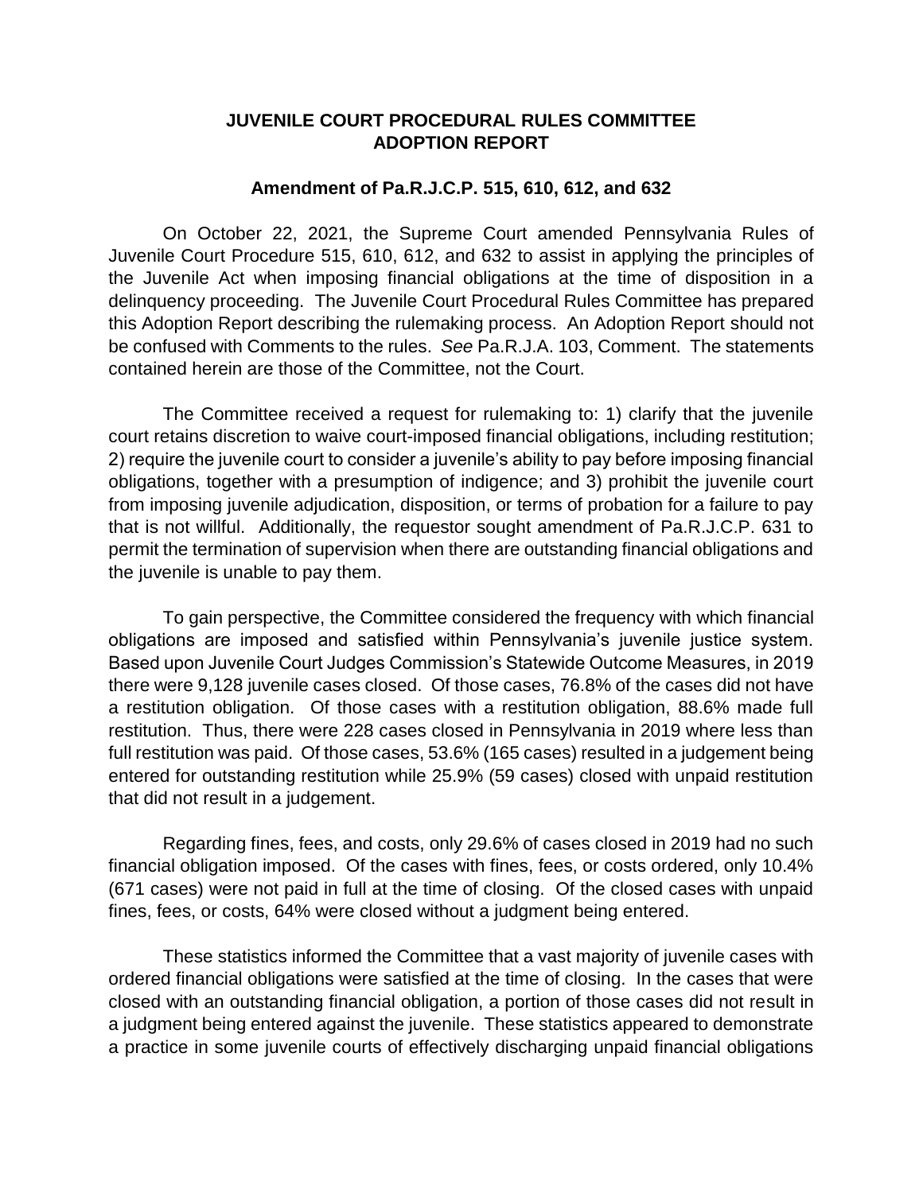**JUVENILE COURT PROCEDURAL RULES COMMITTEE**
**ADOPTION REPORT**

**Amendment of Pa.R.J.C.P. 515, 610, 612, and 632**

On October 22, 2021, the Supreme Court amended Pennsylvania Rules of Juvenile Court Procedure 515, 610, 612, and 632 to assist in applying the principles of the Juvenile Act when imposing financial obligations at the time of disposition in a delinquency proceeding. The Juvenile Court Procedural Rules Committee has prepared this Adoption Report describing the rulemaking process. An Adoption Report should not be confused with Comments to the rules. *See* Pa.R.J.A. 103, Comment. The statements contained herein are those of the Committee, not the Court.

The Committee received a request for rulemaking to: 1) clarify that the juvenile court retains discretion to waive court-imposed financial obligations, including restitution; 2) require the juvenile court to consider a juvenile's ability to pay before imposing financial obligations, together with a presumption of indigence; and 3) prohibit the juvenile court from imposing juvenile adjudication, disposition, or terms of probation for a failure to pay that is not willful. Additionally, the requestor sought amendment of Pa.R.J.C.P. 631 to permit the termination of supervision when there are outstanding financial obligations and the juvenile is unable to pay them.

To gain perspective, the Committee considered the frequency with which financial obligations are imposed and satisfied within Pennsylvania's juvenile justice system. Based upon Juvenile Court Judges Commission's Statewide Outcome Measures, in 2019 there were 9,128 juvenile cases closed. Of those cases, 76.8% of the cases did not have a restitution obligation. Of those cases with a restitution obligation, 88.6% made full restitution. Thus, there were 228 cases closed in Pennsylvania in 2019 where less than full restitution was paid. Of those cases, 53.6% (165 cases) resulted in a judgement being entered for outstanding restitution while 25.9% (59 cases) closed with unpaid restitution that did not result in a judgement.

Regarding fines, fees, and costs, only 29.6% of cases closed in 2019 had no such financial obligation imposed. Of the cases with fines, fees, or costs ordered, only 10.4% (671 cases) were not paid in full at the time of closing. Of the closed cases with unpaid fines, fees, or costs, 64% were closed without a judgment being entered.

These statistics informed the Committee that a vast majority of juvenile cases with ordered financial obligations were satisfied at the time of closing. In the cases that were closed with an outstanding financial obligation, a portion of those cases did not result in a judgment being entered against the juvenile. These statistics appeared to demonstrate a practice in some juvenile courts of effectively discharging unpaid financial obligations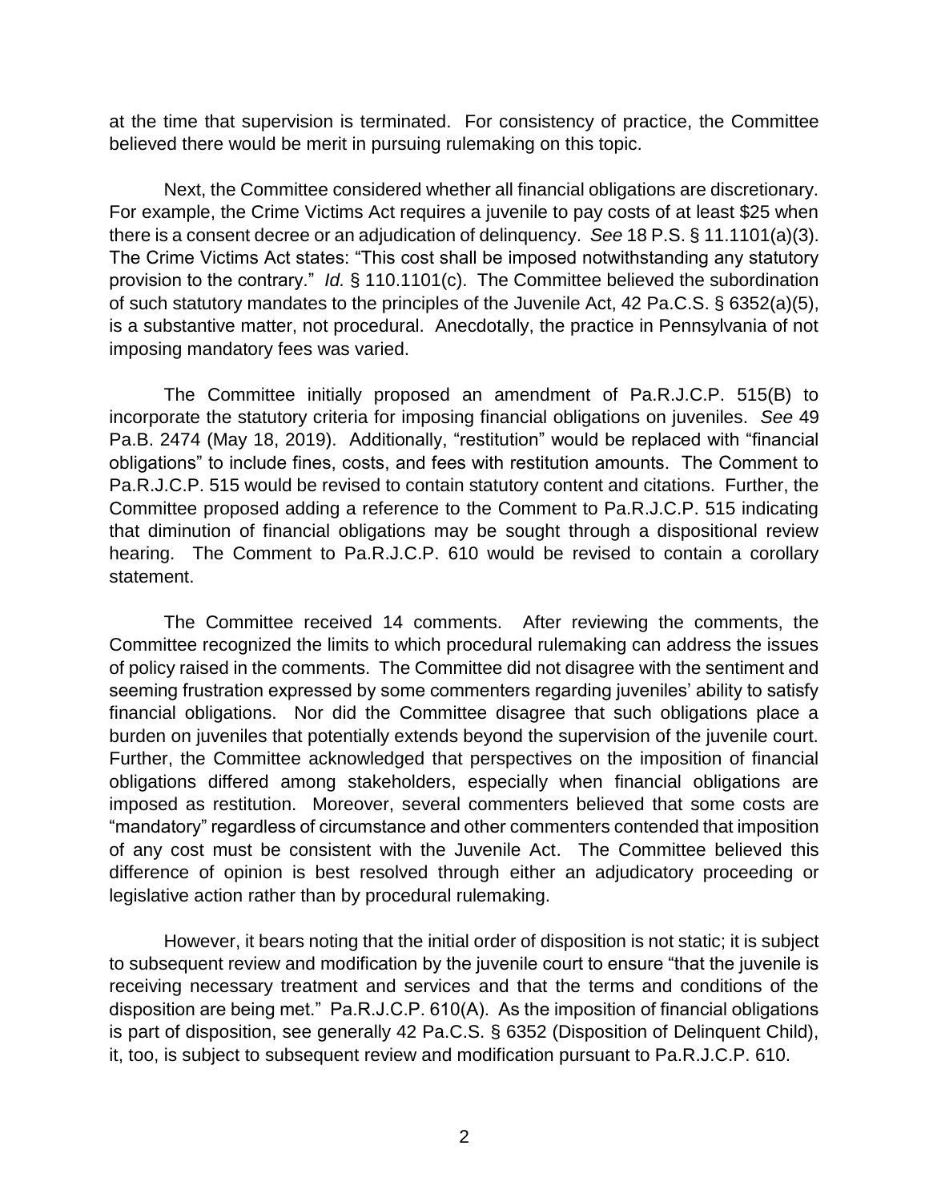at the time that supervision is terminated. For consistency of practice, the Committee believed there would be merit in pursuing rulemaking on this topic.

Next, the Committee considered whether all financial obligations are discretionary. For example, the Crime Victims Act requires a juvenile to pay costs of at least $25 when there is a consent decree or an adjudication of delinquency. *See* 18 P.S. § 11.1101(a)(3). The Crime Victims Act states: "This cost shall be imposed notwithstanding any statutory provision to the contrary." *Id.* § 110.1101(c). The Committee believed the subordination of such statutory mandates to the principles of the Juvenile Act, 42 Pa.C.S. § 6352(a)(5), is a substantive matter, not procedural. Anecdotally, the practice in Pennsylvania of not imposing mandatory fees was varied.

The Committee initially proposed an amendment of Pa.R.J.C.P. 515(B) to incorporate the statutory criteria for imposing financial obligations on juveniles. *See* 49 Pa.B. 2474 (May 18, 2019). Additionally, "restitution" would be replaced with "financial obligations" to include fines, costs, and fees with restitution amounts. The Comment to Pa.R.J.C.P. 515 would be revised to contain statutory content and citations. Further, the Committee proposed adding a reference to the Comment to Pa.R.J.C.P. 515 indicating that diminution of financial obligations may be sought through a dispositional review hearing. The Comment to Pa.R.J.C.P. 610 would be revised to contain a corollary statement.

The Committee received 14 comments. After reviewing the comments, the Committee recognized the limits to which procedural rulemaking can address the issues of policy raised in the comments. The Committee did not disagree with the sentiment and seeming frustration expressed by some commenters regarding juveniles' ability to satisfy financial obligations. Nor did the Committee disagree that such obligations place a burden on juveniles that potentially extends beyond the supervision of the juvenile court. Further, the Committee acknowledged that perspectives on the imposition of financial obligations differed among stakeholders, especially when financial obligations are imposed as restitution. Moreover, several commenters believed that some costs are "mandatory" regardless of circumstance and other commenters contended that imposition of any cost must be consistent with the Juvenile Act. The Committee believed this difference of opinion is best resolved through either an adjudicatory proceeding or legislative action rather than by procedural rulemaking.

However, it bears noting that the initial order of disposition is not static; it is subject to subsequent review and modification by the juvenile court to ensure "that the juvenile is receiving necessary treatment and services and that the terms and conditions of the disposition are being met." Pa.R.J.C.P. 610(A). As the imposition of financial obligations is part of disposition, see generally 42 Pa.C.S. § 6352 (Disposition of Delinquent Child), it, too, is subject to subsequent review and modification pursuant to Pa.R.J.C.P. 610.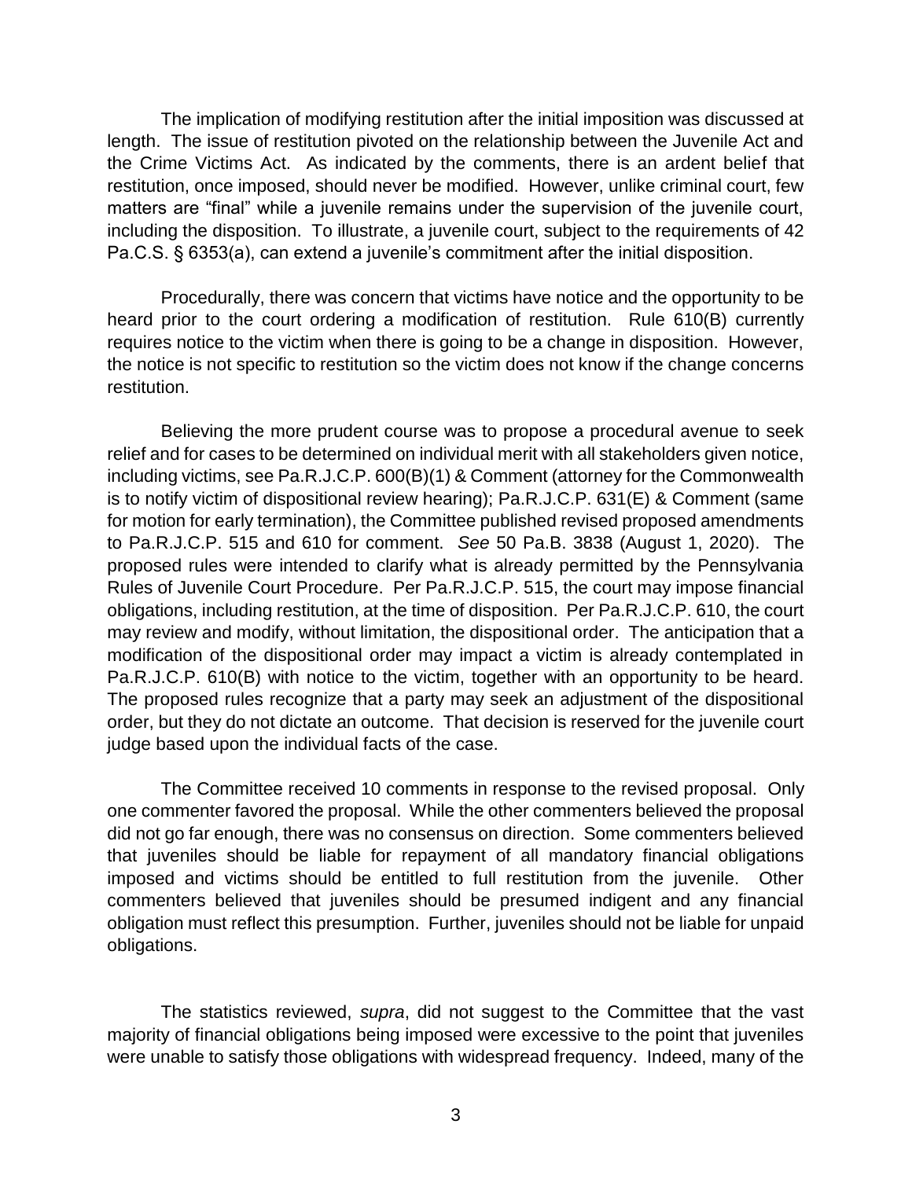The implication of modifying restitution after the initial imposition was discussed at length. The issue of restitution pivoted on the relationship between the Juvenile Act and the Crime Victims Act. As indicated by the comments, there is an ardent belief that restitution, once imposed, should never be modified. However, unlike criminal court, few matters are "final" while a juvenile remains under the supervision of the juvenile court, including the disposition. To illustrate, a juvenile court, subject to the requirements of 42 Pa.C.S. § 6353(a), can extend a juvenile's commitment after the initial disposition.

Procedurally, there was concern that victims have notice and the opportunity to be heard prior to the court ordering a modification of restitution. Rule 610(B) currently requires notice to the victim when there is going to be a change in disposition. However, the notice is not specific to restitution so the victim does not know if the change concerns restitution.

Believing the more prudent course was to propose a procedural avenue to seek relief and for cases to be determined on individual merit with all stakeholders given notice, including victims, see Pa.R.J.C.P. 600(B)(1) & Comment (attorney for the Commonwealth is to notify victim of dispositional review hearing); Pa.R.J.C.P. 631(E) & Comment (same for motion for early termination), the Committee published revised proposed amendments to Pa.R.J.C.P. 515 and 610 for comment. *See* 50 Pa.B. 3838 (August 1, 2020). The proposed rules were intended to clarify what is already permitted by the Pennsylvania Rules of Juvenile Court Procedure. Per Pa.R.J.C.P. 515, the court may impose financial obligations, including restitution, at the time of disposition. Per Pa.R.J.C.P. 610, the court may review and modify, without limitation, the dispositional order. The anticipation that a modification of the dispositional order may impact a victim is already contemplated in Pa.R.J.C.P. 610(B) with notice to the victim, together with an opportunity to be heard. The proposed rules recognize that a party may seek an adjustment of the dispositional order, but they do not dictate an outcome. That decision is reserved for the juvenile court judge based upon the individual facts of the case.

The Committee received 10 comments in response to the revised proposal. Only one commenter favored the proposal. While the other commenters believed the proposal did not go far enough, there was no consensus on direction. Some commenters believed that juveniles should be liable for repayment of all mandatory financial obligations imposed and victims should be entitled to full restitution from the juvenile. Other commenters believed that juveniles should be presumed indigent and any financial obligation must reflect this presumption. Further, juveniles should not be liable for unpaid obligations.

The statistics reviewed, *supra*, did not suggest to the Committee that the vast majority of financial obligations being imposed were excessive to the point that juveniles were unable to satisfy those obligations with widespread frequency. Indeed, many of the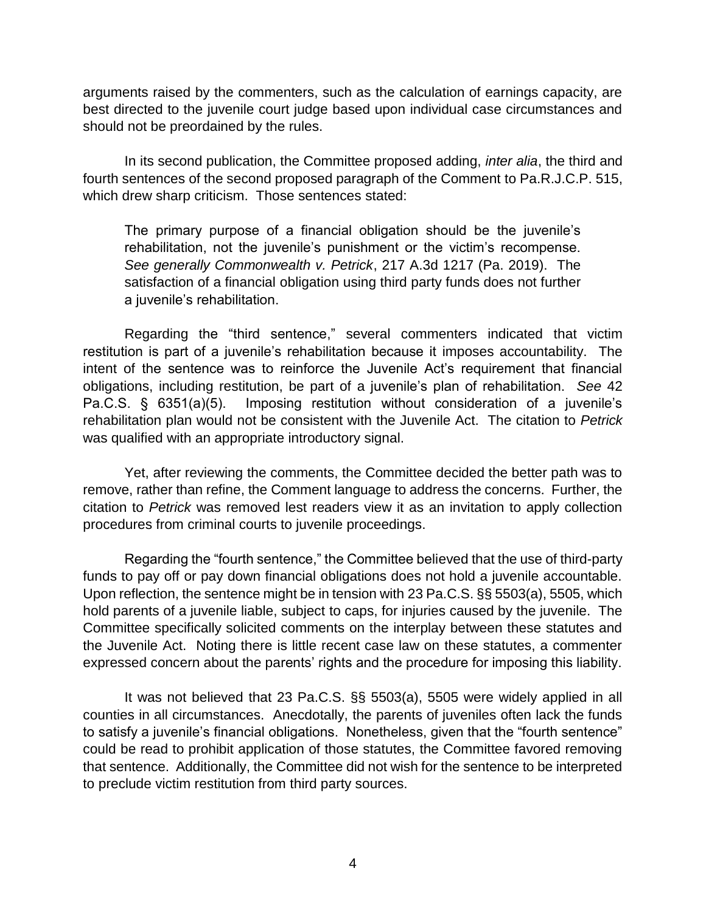arguments raised by the commenters, such as the calculation of earnings capacity, are best directed to the juvenile court judge based upon individual case circumstances and should not be preordained by the rules.

In its second publication, the Committee proposed adding, *inter alia*, the third and fourth sentences of the second proposed paragraph of the Comment to Pa.R.J.C.P. 515, which drew sharp criticism. Those sentences stated:

> The primary purpose of a financial obligation should be the juvenile's rehabilitation, not the juvenile's punishment or the victim's recompense. *See generally Commonwealth v. Petrick*, 217 A.3d 1217 (Pa. 2019). The satisfaction of a financial obligation using third party funds does not further a juvenile's rehabilitation.

Regarding the "third sentence," several commenters indicated that victim restitution is part of a juvenile's rehabilitation because it imposes accountability. The intent of the sentence was to reinforce the Juvenile Act's requirement that financial obligations, including restitution, be part of a juvenile's plan of rehabilitation. *See* 42 Pa.C.S. § 6351(a)(5). Imposing restitution without consideration of a juvenile's rehabilitation plan would not be consistent with the Juvenile Act. The citation to *Petrick* was qualified with an appropriate introductory signal.

Yet, after reviewing the comments, the Committee decided the better path was to remove, rather than refine, the Comment language to address the concerns. Further, the citation to *Petrick* was removed lest readers view it as an invitation to apply collection procedures from criminal courts to juvenile proceedings.

Regarding the "fourth sentence," the Committee believed that the use of third-party funds to pay off or pay down financial obligations does not hold a juvenile accountable. Upon reflection, the sentence might be in tension with 23 Pa.C.S. §§ 5503(a), 5505, which hold parents of a juvenile liable, subject to caps, for injuries caused by the juvenile. The Committee specifically solicited comments on the interplay between these statutes and the Juvenile Act. Noting there is little recent case law on these statutes, a commenter expressed concern about the parents' rights and the procedure for imposing this liability.

It was not believed that 23 Pa.C.S. §§ 5503(a), 5505 were widely applied in all counties in all circumstances. Anecdotally, the parents of juveniles often lack the funds to satisfy a juvenile's financial obligations. Nonetheless, given that the "fourth sentence" could be read to prohibit application of those statutes, the Committee favored removing that sentence. Additionally, the Committee did not wish for the sentence to be interpreted to preclude victim restitution from third party sources.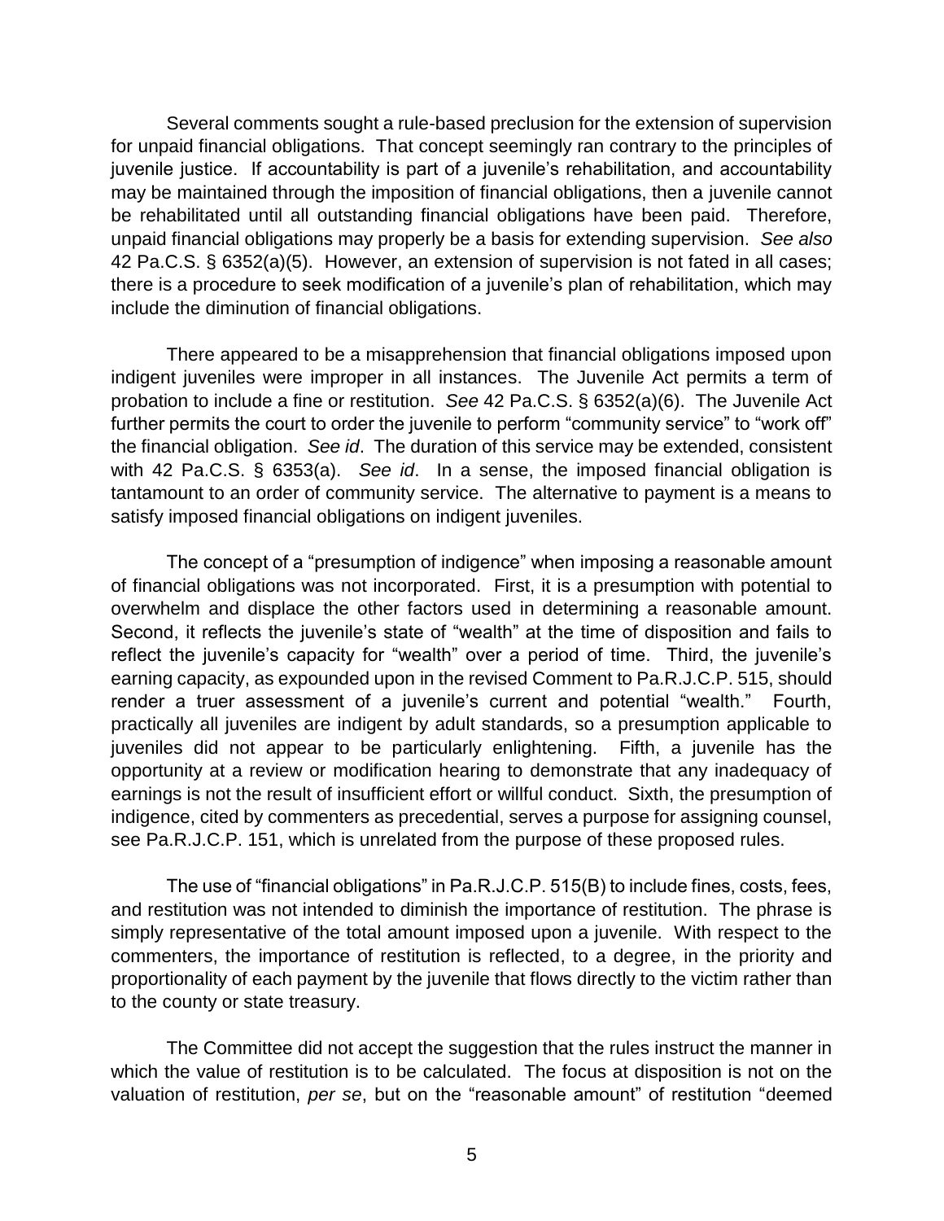Several comments sought a rule-based preclusion for the extension of supervision for unpaid financial obligations. That concept seemingly ran contrary to the principles of juvenile justice. If accountability is part of a juvenile's rehabilitation, and accountability may be maintained through the imposition of financial obligations, then a juvenile cannot be rehabilitated until all outstanding financial obligations have been paid. Therefore, unpaid financial obligations may properly be a basis for extending supervision. *See also* 42 Pa.C.S. § 6352(a)(5). However, an extension of supervision is not fated in all cases; there is a procedure to seek modification of a juvenile's plan of rehabilitation, which may include the diminution of financial obligations.

There appeared to be a misapprehension that financial obligations imposed upon indigent juveniles were improper in all instances. The Juvenile Act permits a term of probation to include a fine or restitution. *See* 42 Pa.C.S. § 6352(a)(6). The Juvenile Act further permits the court to order the juvenile to perform "community service" to "work off" the financial obligation. *See id*. The duration of this service may be extended, consistent with 42 Pa.C.S. § 6353(a). *See id*. In a sense, the imposed financial obligation is tantamount to an order of community service. The alternative to payment is a means to satisfy imposed financial obligations on indigent juveniles.

The concept of a "presumption of indigence" when imposing a reasonable amount of financial obligations was not incorporated. First, it is a presumption with potential to overwhelm and displace the other factors used in determining a reasonable amount. Second, it reflects the juvenile's state of "wealth" at the time of disposition and fails to reflect the juvenile's capacity for "wealth" over a period of time. Third, the juvenile's earning capacity, as expounded upon in the revised Comment to Pa.R.J.C.P. 515, should render a truer assessment of a juvenile's current and potential "wealth." Fourth, practically all juveniles are indigent by adult standards, so a presumption applicable to juveniles did not appear to be particularly enlightening. Fifth, a juvenile has the opportunity at a review or modification hearing to demonstrate that any inadequacy of earnings is not the result of insufficient effort or willful conduct. Sixth, the presumption of indigence, cited by commenters as precedential, serves a purpose for assigning counsel, see Pa.R.J.C.P. 151, which is unrelated from the purpose of these proposed rules.

The use of "financial obligations" in Pa.R.J.C.P. 515(B) to include fines, costs, fees, and restitution was not intended to diminish the importance of restitution. The phrase is simply representative of the total amount imposed upon a juvenile. With respect to the commenters, the importance of restitution is reflected, to a degree, in the priority and proportionality of each payment by the juvenile that flows directly to the victim rather than to the county or state treasury.

The Committee did not accept the suggestion that the rules instruct the manner in which the value of restitution is to be calculated. The focus at disposition is not on the valuation of restitution, *per se*, but on the "reasonable amount" of restitution "deemed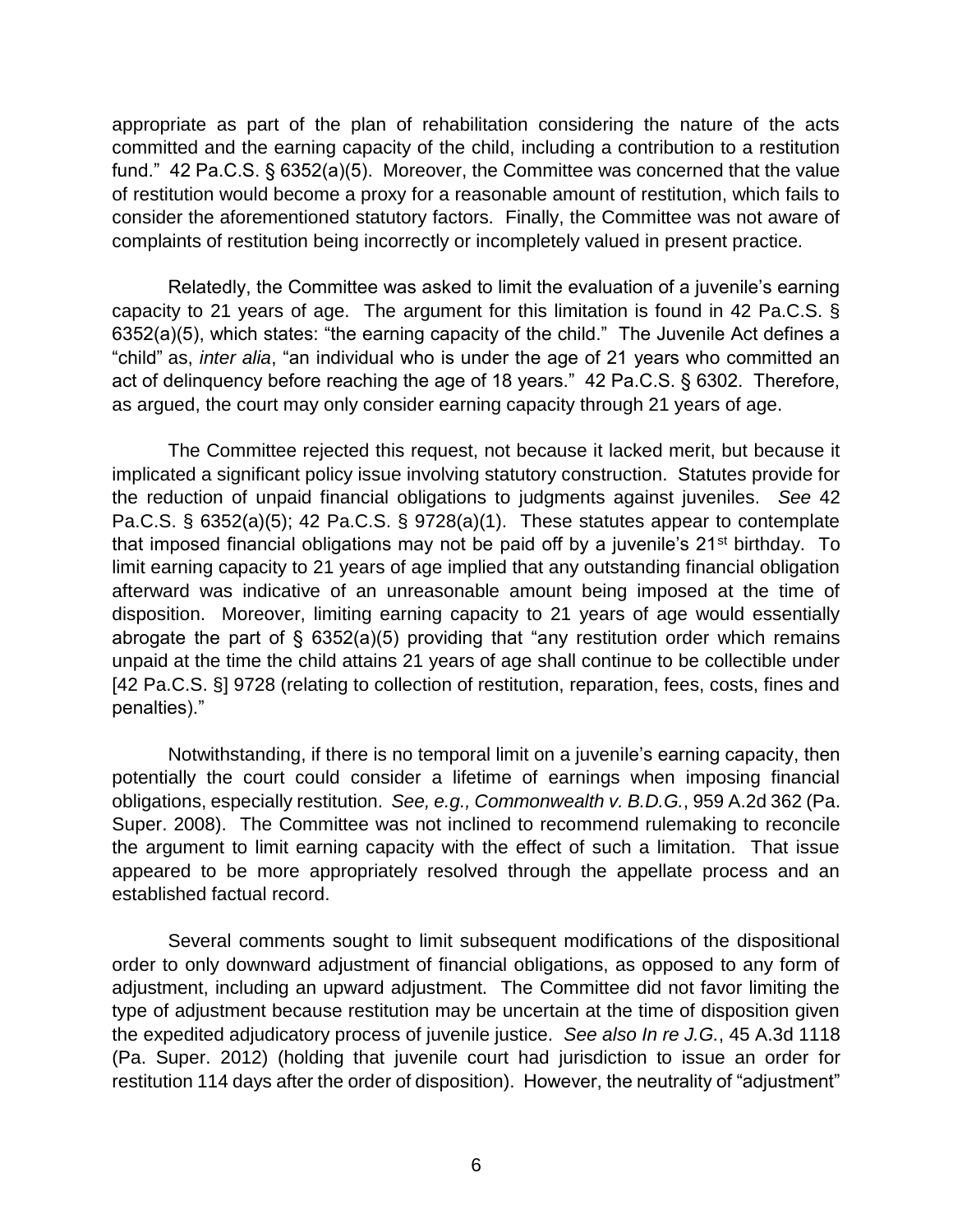appropriate as part of the plan of rehabilitation considering the nature of the acts committed and the earning capacity of the child, including a contribution to a restitution fund." 42 Pa.C.S. § 6352(a)(5). Moreover, the Committee was concerned that the value of restitution would become a proxy for a reasonable amount of restitution, which fails to consider the aforementioned statutory factors. Finally, the Committee was not aware of complaints of restitution being incorrectly or incompletely valued in present practice.

Relatedly, the Committee was asked to limit the evaluation of a juvenile's earning capacity to 21 years of age. The argument for this limitation is found in 42 Pa.C.S. § 6352(a)(5), which states: "the earning capacity of the child." The Juvenile Act defines a "child" as, *inter alia*, "an individual who is under the age of 21 years who committed an act of delinquency before reaching the age of 18 years." 42 Pa.C.S. § 6302. Therefore, as argued, the court may only consider earning capacity through 21 years of age.

The Committee rejected this request, not because it lacked merit, but because it implicated a significant policy issue involving statutory construction. Statutes provide for the reduction of unpaid financial obligations to judgments against juveniles. *See* 42 Pa.C.S. § 6352(a)(5); 42 Pa.C.S. § 9728(a)(1). These statutes appear to contemplate that imposed financial obligations may not be paid off by a juvenile's 21st birthday. To limit earning capacity to 21 years of age implied that any outstanding financial obligation afterward was indicative of an unreasonable amount being imposed at the time of disposition. Moreover, limiting earning capacity to 21 years of age would essentially abrogate the part of § 6352(a)(5) providing that "any restitution order which remains unpaid at the time the child attains 21 years of age shall continue to be collectible under [42 Pa.C.S. §] 9728 (relating to collection of restitution, reparation, fees, costs, fines and penalties)."

Notwithstanding, if there is no temporal limit on a juvenile's earning capacity, then potentially the court could consider a lifetime of earnings when imposing financial obligations, especially restitution. *See, e.g., Commonwealth v. B.D.G.*, 959 A.2d 362 (Pa. Super. 2008). The Committee was not inclined to recommend rulemaking to reconcile the argument to limit earning capacity with the effect of such a limitation. That issue appeared to be more appropriately resolved through the appellate process and an established factual record.

Several comments sought to limit subsequent modifications of the dispositional order to only downward adjustment of financial obligations, as opposed to any form of adjustment, including an upward adjustment. The Committee did not favor limiting the type of adjustment because restitution may be uncertain at the time of disposition given the expedited adjudicatory process of juvenile justice. *See also In re J.G.*, 45 A.3d 1118 (Pa. Super. 2012) (holding that juvenile court had jurisdiction to issue an order for restitution 114 days after the order of disposition). However, the neutrality of "adjustment"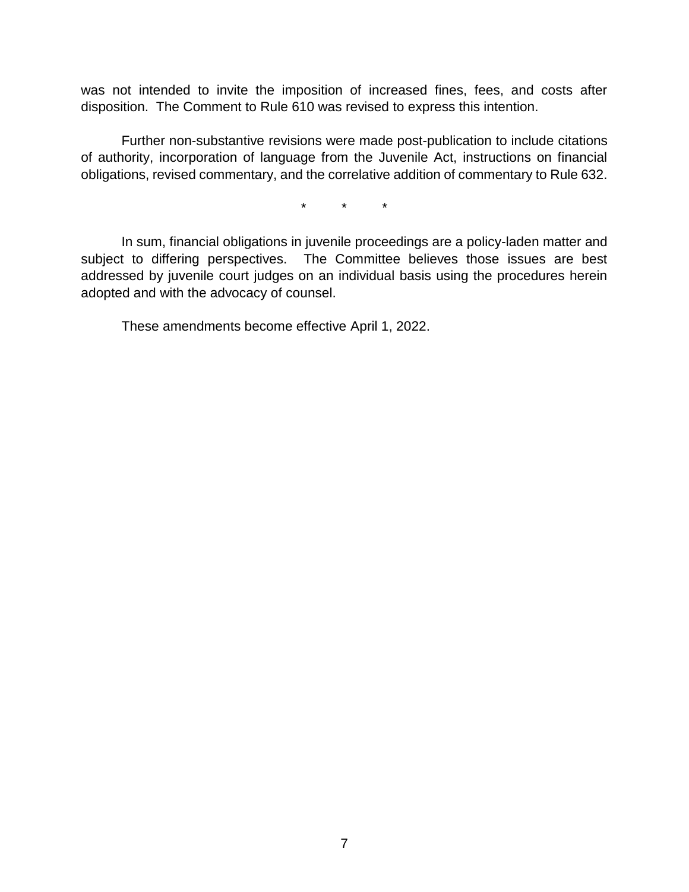was not intended to invite the imposition of increased fines, fees, and costs after disposition. The Comment to Rule 610 was revised to express this intention.

Further non-substantive revisions were made post-publication to include citations of authority, incorporation of language from the Juvenile Act, instructions on financial obligations, revised commentary, and the correlative addition of commentary to Rule 632.

\*         \*         \*

In sum, financial obligations in juvenile proceedings are a policy-laden matter and subject to differing perspectives. The Committee believes those issues are best addressed by juvenile court judges on an individual basis using the procedures herein adopted and with the advocacy of counsel.

These amendments become effective April 1, 2022.